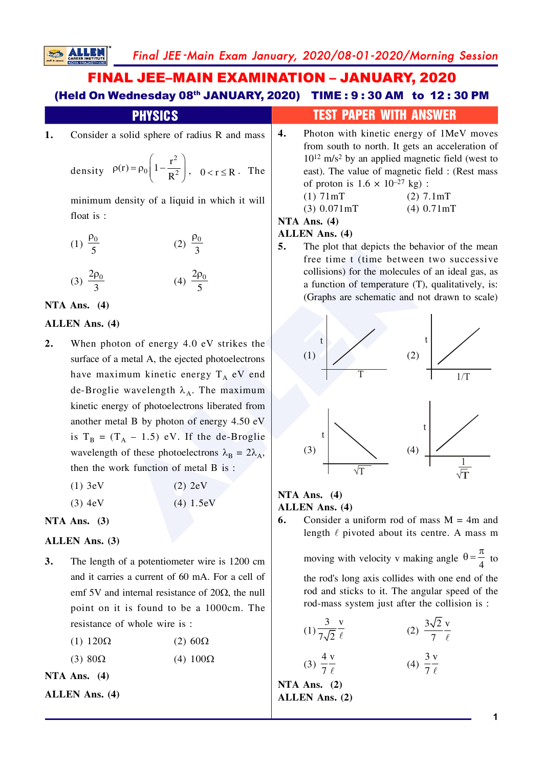# FINAL JEE–MAIN EXAMINATION – JANUARY, 2020

**(Held On Wednesday 08th JANUARY, 2020) TIME : 9 : 30 AM to 12 : 30 PM**

## PHYSICS — TEST PAPER WITH ANSWER

**1.** Consider a solid sphere of radius R and mass density $\rho(r) = \rho_0\left(1 - \frac{r^2}{R^2}\right)$, $0 < r \le R$. The minimum density of a liquid in which it will float is :

(1) $\frac{\rho_0}{5}$ (2) $\frac{\rho_0}{3}$

(3) $\frac{2\rho_0}{3}$ (4) $\frac{2\rho_0}{5}$

**NTA Ans. (4)**

**ALLEN Ans. (4)**

**2.** When photon of energy 4.0 eV strikes the surface of a metal A, the ejected photoelectrons have maximum kinetic energy $T_A$ eV end de-Broglie wavelength $\lambda_A$. The maximum kinetic energy of photoelectrons liberated from another metal B by photon of energy 4.50 eV is $T_B = (T_A - 1.5)$ eV. If the de-Broglie wavelength of these photoelectrons $\lambda_B = 2\lambda_A$, then the work function of metal B is :

(1) 3eV (2) 2eV

(3) 4eV (4) 1.5eV

**NTA Ans. (3)**

**ALLEN Ans. (3)**

**3.** The length of a potentiometer wire is 1200 cm and it carries a current of 60 mA. For a cell of emf 5V and internal resistance of 20Ω, the null point on it is found to be a 1000cm. The resistance of whole wire is :

(1) 120Ω (2) 60Ω

(3) 80Ω (4) 100Ω

**NTA Ans. (4)**

**ALLEN Ans. (4)**

**4.** Photon with kinetic energy of 1MeV moves from south to north. It gets an acceleration of $10^{12}$ m/s² by an applied magnetic field (west to east). The value of magnetic field : (Rest mass of proton is $1.6 \times 10^{-27}$ kg) :

(1) 71mT (2) 7.1mT

(3) 0.071mT (4) 0.71mT

**NTA Ans. (4)**

**ALLEN Ans. (4)**

**5.** The plot that depicts the behavior of the mean free time t (time between two successive collisions) for the molecules of an ideal gas, as a function of temperature (T), qualitatively, is: (Graphs are schematic and not drawn to scale)

(1) t vs T (2) t vs 1/T

(3) t vs $\sqrt{T}$ (4) t vs $\frac{1}{\sqrt{T}}$

**NTA Ans. (4)**

**ALLEN Ans. (4)**

**6.** Consider a uniform rod of mass M = 4m and length $\ell$ pivoted about its centre. A mass m moving with velocity v making angle $\theta = \frac{\pi}{4}$ to the rod's long axis collides with one end of the rod and sticks to it. The angular speed of the rod-mass system just after the collision is :

(1) $\frac{3}{7\sqrt{2}}\frac{v}{\ell}$ (2) $\frac{3\sqrt{2}}{7}\frac{v}{\ell}$

(3) $\frac{4}{7}\frac{v}{\ell}$ (4) $\frac{3}{7}\frac{v}{\ell}$

**NTA Ans. (2)**

**ALLEN Ans. (2)**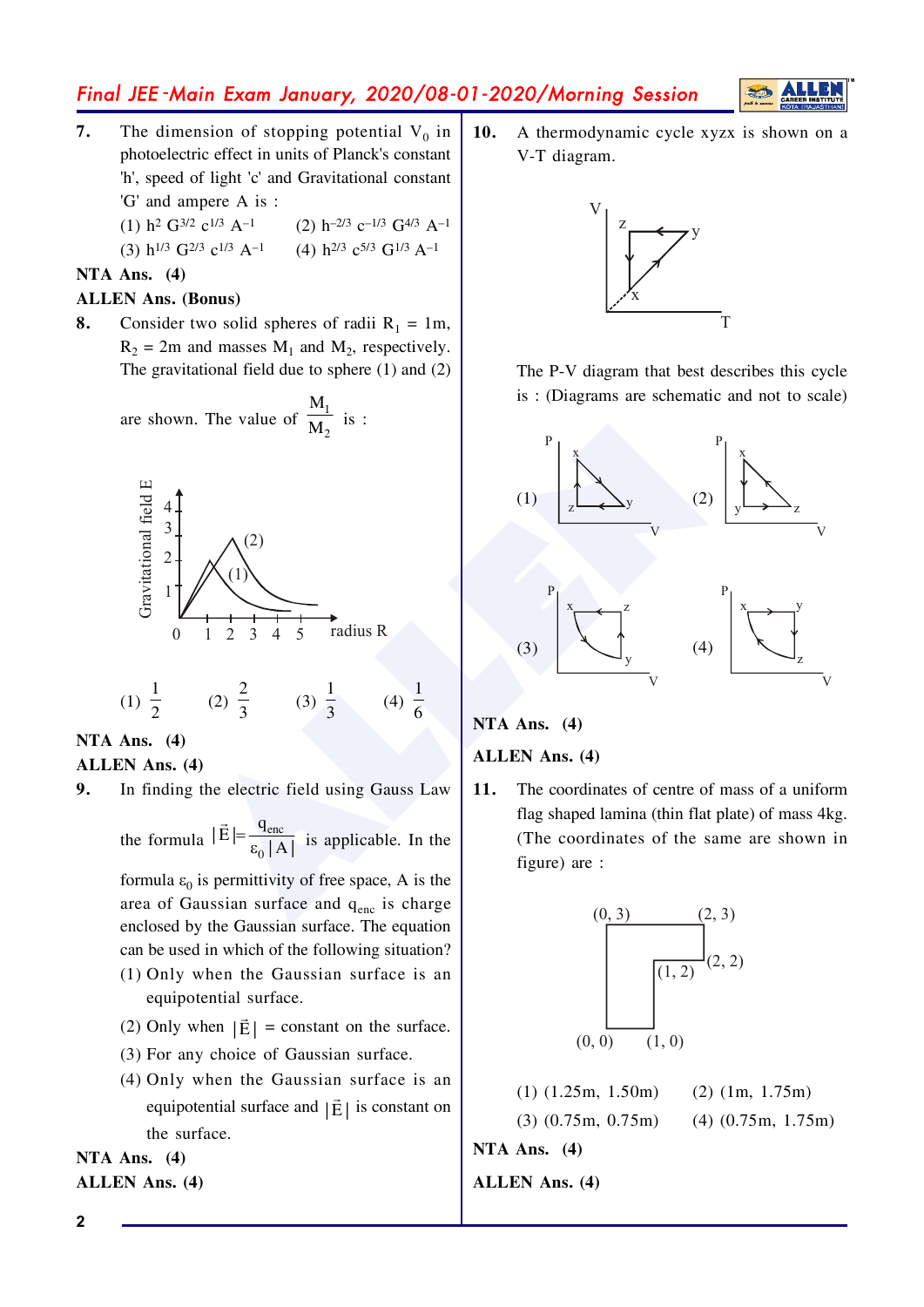**7.** The dimension of stopping potential $V_0$ in photoelectric effect in units of Planck's constant 'h', speed of light 'c' and Gravitational constant 'G' and ampere A is :

(1) $h^2 G^{3/2} c^{1/3} A^{-1}$ (2) $h^{-2/3} c^{-1/3} G^{4/3} A^{-1}$

(3) $h^{1/3} G^{2/3} c^{1/3} A^{-1}$ (4) $h^{2/3} c^{5/3} G^{1/3} A^{-1}$

**NTA Ans. (4)**

**ALLEN Ans. (Bonus)**

**8.** Consider two solid spheres of radii $R_1$ = 1m, $R_2$ = 2m and masses $M_1$ and $M_2$, respectively. The gravitational field due to sphere (1) and (2) are shown. The value of $\frac{M_1}{M_2}$ is :

(1) $\frac{1}{2}$ (2) $\frac{2}{3}$ (3) $\frac{1}{3}$ (4) $\frac{1}{6}$

**NTA Ans. (4)**

**ALLEN Ans. (4)**

**9.** In finding the electric field using Gauss Law the formula $|\vec{E}| = \frac{q_{enc}}{\varepsilon_0 |A|}$ is applicable. In the formula $\varepsilon_0$ is permittivity of free space, A is the area of Gaussian surface and $q_{enc}$ is charge enclosed by the Gaussian surface. The equation can be used in which of the following situation?

(1) Only when the Gaussian surface is an equipotential surface.

(2) Only when $|\vec{E}|$ = constant on the surface.

(3) For any choice of Gaussian surface.

(4) Only when the Gaussian surface is an equipotential surface and $|\vec{E}|$ is constant on the surface.

**NTA Ans. (4)**

**ALLEN Ans. (4)**

**10.** A thermodynamic cycle xyzx is shown on a V-T diagram.

The P-V diagram that best describes this cycle is : (Diagrams are schematic and not to scale)

**NTA Ans. (4)**

**ALLEN Ans. (4)**

**11.** The coordinates of centre of mass of a uniform flag shaped lamina (thin flat plate) of mass 4kg. (The coordinates of the same are shown in figure) are :

(1) (1.25m, 1.50m) (2) (1m, 1.75m)

(3) (0.75m, 0.75m) (4) (0.75m, 1.75m)

**NTA Ans. (4)**

**ALLEN Ans. (4)**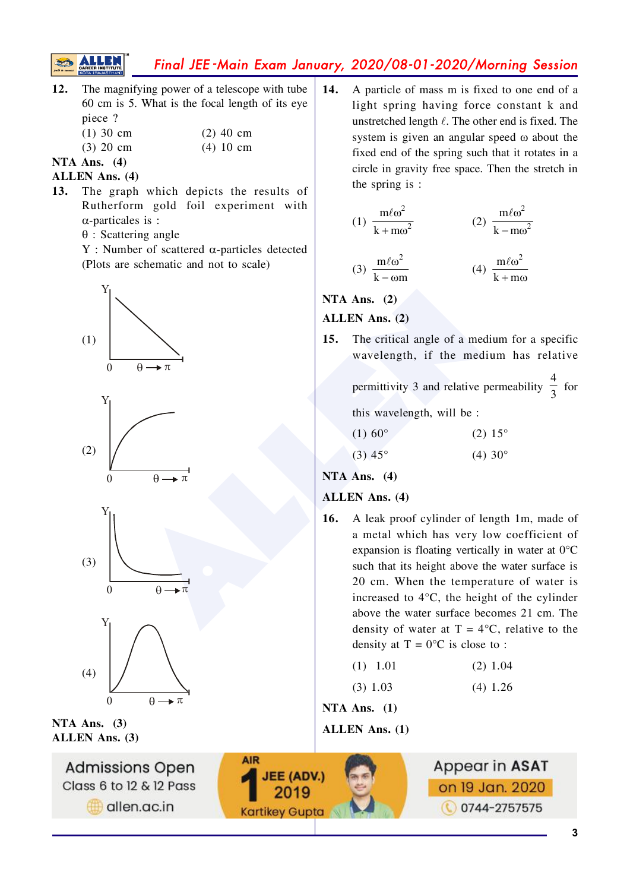**12.** The magnifying power of a telescope with tube 60 cm is 5. What is the focal length of its eye piece ?

(1) 30 cm (2) 40 cm

(3) 20 cm (4) 10 cm

**NTA Ans. (4)**

**ALLEN Ans. (4)**

**13.** The graph which depicts the results of Rutherform gold foil experiment with α-particales is :

θ : Scattering angle

Y : Number of scattered α-particles detected

(Plots are schematic and not to scale)

(1) [Graph: Y vs θ → π, straight line decreasing]

(2) [Graph: Y vs θ → π, curve increasing and saturating]

(3) [Graph: Y vs θ → π, curve sharply decreasing then flattening]

(4) [Graph: Y vs θ → π, bell-shaped curve]

**NTA Ans. (3)**

**ALLEN Ans. (3)**

**14.** A particle of mass m is fixed to one end of a light spring having force constant k and unstretched length $\ell$. The other end is fixed. The system is given an angular speed ω about the fixed end of the spring such that it rotates in a circle in gravity free space. Then the stretch in the spring is :

(1) $\dfrac{m\ell\omega^2}{k+m\omega^2}$ (2) $\dfrac{m\ell\omega^2}{k-m\omega^2}$

(3) $\dfrac{m\ell\omega^2}{k-\omega m}$ (4) $\dfrac{m\ell\omega^2}{k+m\omega}$

**NTA Ans. (2)**

**ALLEN Ans. (2)**

**15.** The critical angle of a medium for a specific wavelength, if the medium has relative permittivity 3 and relative permeability $\dfrac{4}{3}$ for this wavelength, will be :

(1) 60° (2) 15°

(3) 45° (4) 30°

**NTA Ans. (4)**

**ALLEN Ans. (4)**

**16.** A leak proof cylinder of length 1m, made of a metal which has very low coefficient of expansion is floating vertically in water at 0°C such that its height above the water surface is 20 cm. When the temperature of water is increased to 4°C, the height of the cylinder above the water surface becomes 21 cm. The density of water at T = 4°C, relative to the density at T = 0°C is close to :

(1) 1.01 (2) 1.04

(3) 1.03 (4) 1.26

**NTA Ans. (1)**

**ALLEN Ans. (1)**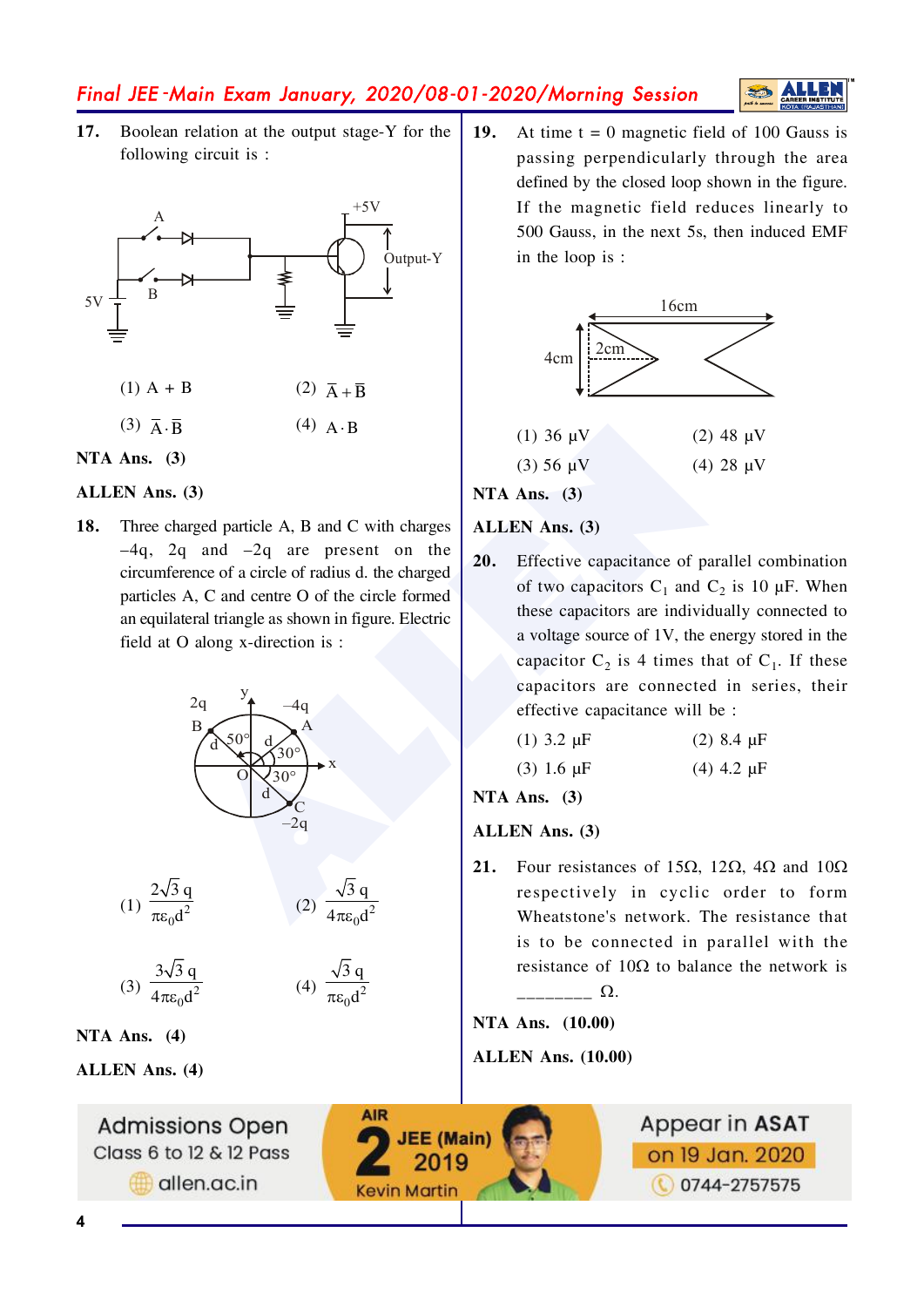**17.** Boolean relation at the output stage-Y for the following circuit is :

(1) A + B  (2) $\bar{A}+\bar{B}$

(3) $\bar{A}\cdot\bar{B}$  (4) $A\cdot B$

**NTA Ans. (3)**

**ALLEN Ans. (3)**

**18.** Three charged particle A, B and C with charges –4q, 2q and –2q are present on the circumference of a circle of radius d. the charged particles A, C and centre O of the circle formed an equilateral triangle as shown in figure. Electric field at O along x-direction is :

(1) $\frac{2\sqrt{3}\,q}{\pi\varepsilon_0 d^2}$  (2) $\frac{\sqrt{3}\,q}{4\pi\varepsilon_0 d^2}$

(3) $\frac{3\sqrt{3}\,q}{4\pi\varepsilon_0 d^2}$  (4) $\frac{\sqrt{3}\,q}{\pi\varepsilon_0 d^2}$

**NTA Ans. (4)**

**ALLEN Ans. (4)**

**19.** At time t = 0 magnetic field of 100 Gauss is passing perpendicularly through the area defined by the closed loop shown in the figure. If the magnetic field reduces linearly to 500 Gauss, in the next 5s, then induced EMF in the loop is :

(1) 36 μV  (2) 48 μV

(3) 56 μV  (4) 28 μV

**NTA Ans. (3)**

**ALLEN Ans. (3)**

**20.** Effective capacitance of parallel combination of two capacitors $C_1$ and $C_2$ is 10 μF. When these capacitors are individually connected to a voltage source of 1V, the energy stored in the capacitor $C_2$ is 4 times that of $C_1$. If these capacitors are connected in series, their effective capacitance will be :

(1) 3.2 μF  (2) 8.4 μF

(3) 1.6 μF  (4) 4.2 μF

**NTA Ans. (3)**

**ALLEN Ans. (3)**

**21.** Four resistances of 15Ω, 12Ω, 4Ω and 10Ω respectively in cyclic order to form Wheatstone's network. The resistance that is to be connected in parallel with the resistance of 10Ω to balance the network is ________ Ω.

**NTA Ans. (10.00)**

**ALLEN Ans. (10.00)**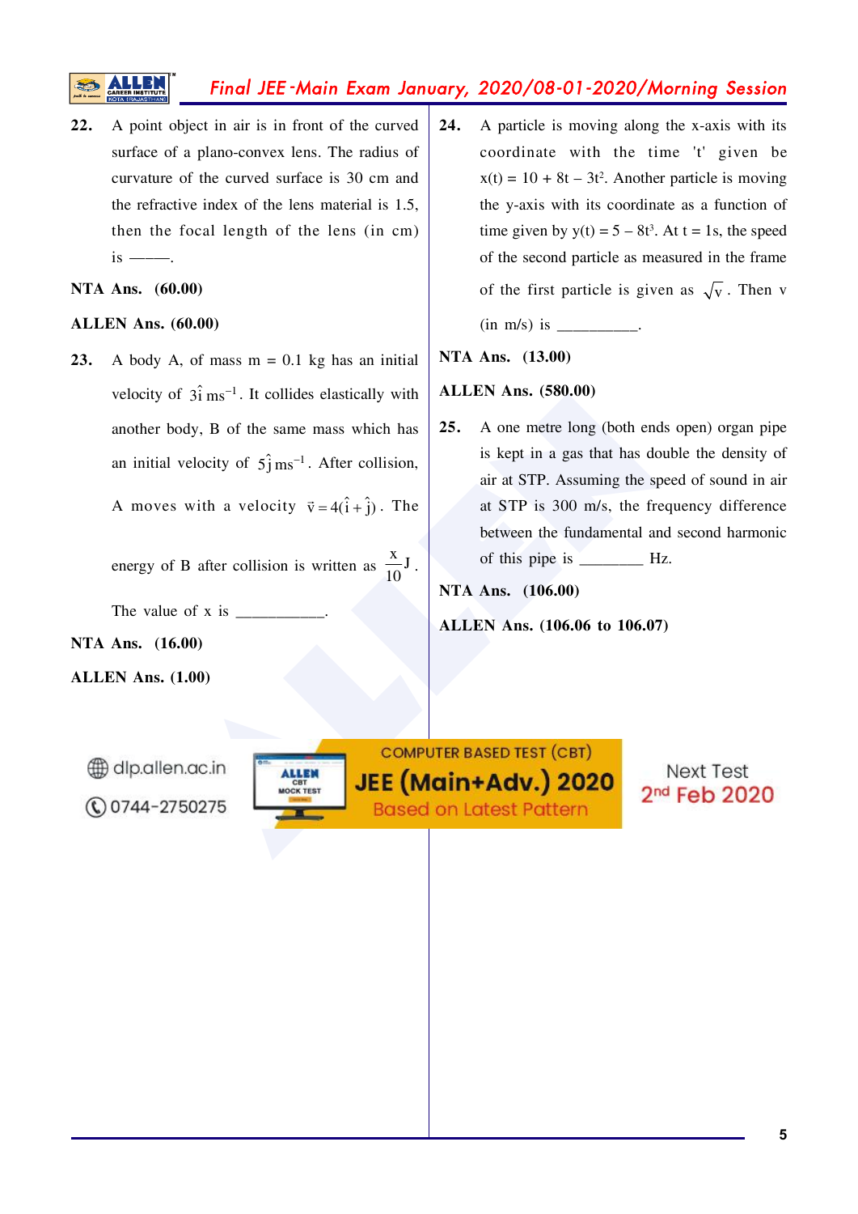**22.** A point object in air is in front of the curved surface of a plano-convex lens. The radius of curvature of the curved surface is 30 cm and the refractive index of the lens material is 1.5, then the focal length of the lens (in cm) is ——.

**NTA Ans. (60.00)**

**ALLEN Ans. (60.00)**

**23.** A body A, of mass m = 0.1 kg has an initial velocity of $3\hat{i}\ ms^{-1}$. It collides elastically with another body, B of the same mass which has an initial velocity of $5\hat{j}\ ms^{-1}$. After collision, A moves with a velocity $\vec{v} = 4(\hat{i}+\hat{j})$. The energy of B after collision is written as $\frac{x}{10}J$.

The value of x is \_\_\_\_\_\_\_\_\_\_\_.

**NTA Ans. (16.00)**

**ALLEN Ans. (1.00)**

**24.** A particle is moving along the x-axis with its coordinate with the time 't' given be $x(t) = 10 + 8t - 3t^2$. Another particle is moving the y-axis with its coordinate as a function of time given by $y(t) = 5 - 8t^3$. At t = 1s, the speed of the second particle as measured in the frame of the first particle is given as $\sqrt{v}$. Then v (in m/s) is \_\_\_\_\_\_\_\_\_\_.

**NTA Ans. (13.00)**

**ALLEN Ans. (580.00)**

**25.** A one metre long (both ends open) organ pipe is kept in a gas that has double the density of air at STP. Assuming the speed of sound in air at STP is 300 m/s, the frequency difference between the fundamental and second harmonic of this pipe is \_\_\_\_\_\_\_\_ Hz.

**NTA Ans. (106.00)**

**ALLEN Ans. (106.06 to 106.07)**

dlp.allen.ac.in

0744-2750275

COMPUTER BASED TEST (CBT)

JEE (Main+Adv.) 2020

Based on Latest Pattern

Next Test

2nd Feb 2020